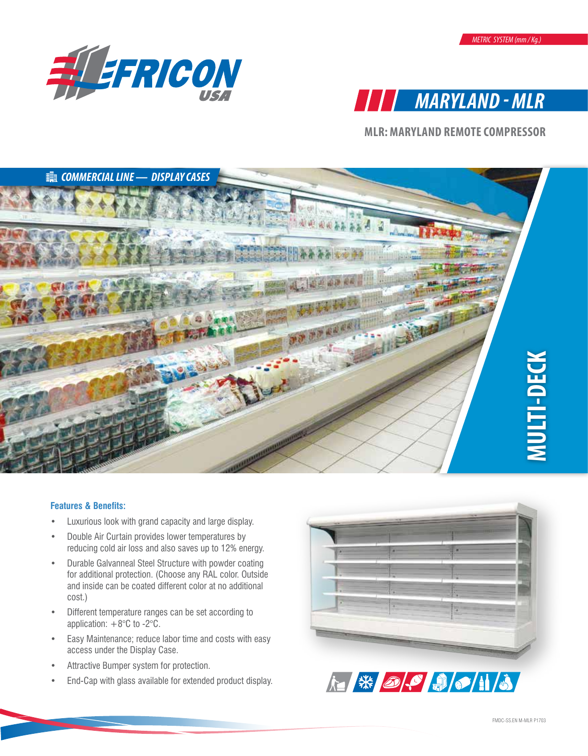METRIC SYSTEM (mm / Kg.)

# MARYLAND - MLR

## MLR: MARYLAND REMOTE COMPRESSOR

COMMERCIAL LINE — DISPLAY CASES

MULTI-DECK

### Features & Benefits:

- Luxurious look with grand capacity and large display.
- Double Air Curtain provides lower temperatures by reducing cold air loss and also saves up to 12% energy.
- Durable Galvanneal Steel Structure with powder coating for additional protection. (Choose any RAL color. Outside and inside can be coated different color at no additional cost.)
- Different temperature ranges can be set according to application: +8°C to -2°C.
- Easy Maintenance; reduce labor time and costs with easy access under the Display Case.
- Attractive Bumper system for protection.
- End-Cap with glass available for extended product display.

FMDC-SS.EN M-MLR P1703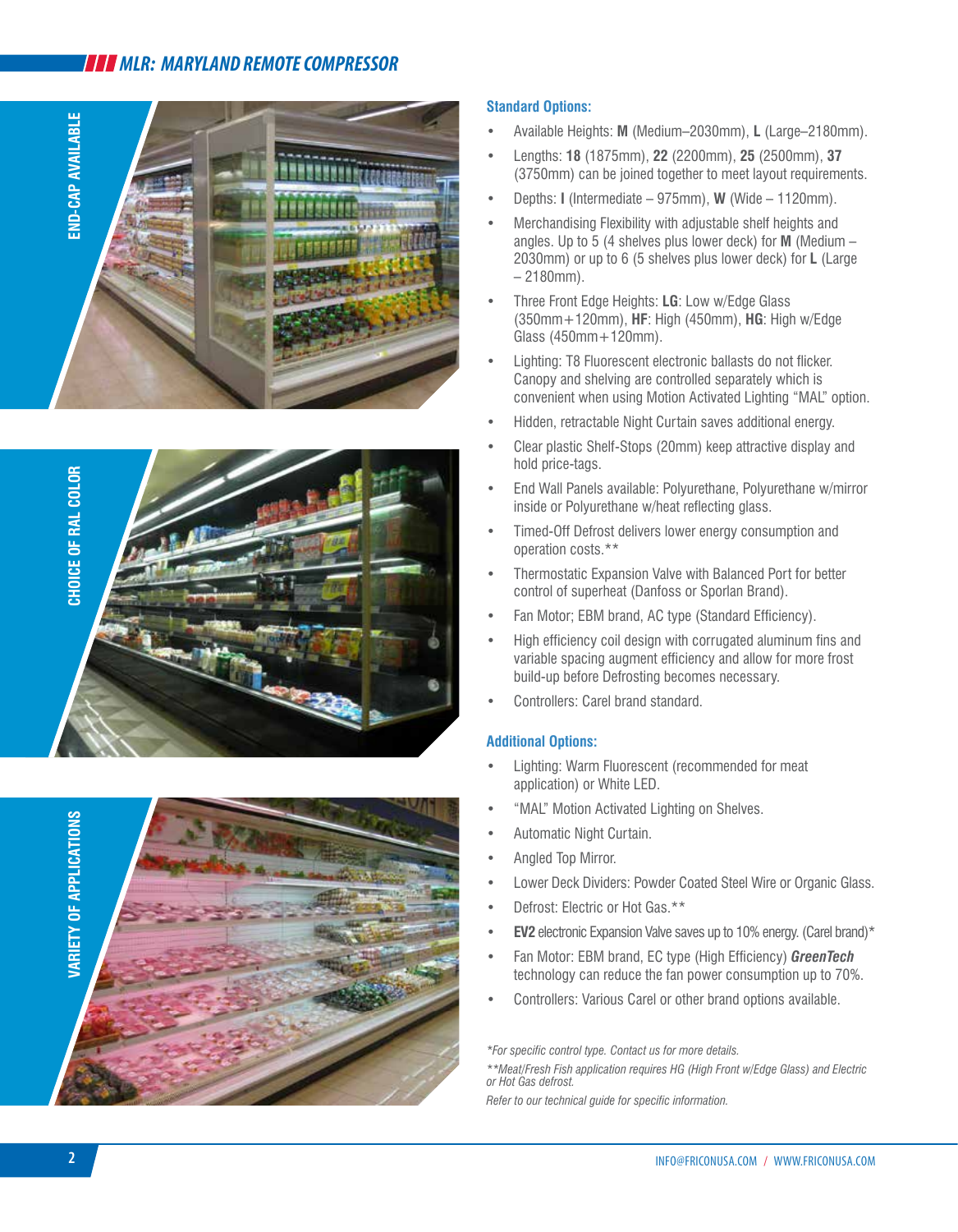# MLR: MARYLAND REMOTE COMPRESSOR

END-CAP AVAILABLE

CHOICE OF RAL COLOR

VARIETY OF APPLICATIONS

### Standard Options:

- Available Heights: **M** (Medium–2030mm), **L** (Large–2180mm).
- Lengths: **18** (1875mm), **22** (2200mm), **25** (2500mm), **37** (3750mm) can be joined together to meet layout requirements.
- Depths: **I** (Intermediate – 975mm), **W** (Wide – 1120mm).
- Merchandising Flexibility with adjustable shelf heights and angles. Up to 5 (4 shelves plus lower deck) for **M** (Medium – 2030mm) or up to 6 (5 shelves plus lower deck) for **L** (Large – 2180mm).
- Three Front Edge Heights: **LG**: Low w/Edge Glass (350mm+120mm), **HF**: High (450mm), **HG**: High w/Edge Glass (450mm+120mm).
- Lighting: T8 Fluorescent electronic ballasts do not flicker. Canopy and shelving are controlled separately which is convenient when using Motion Activated Lighting "MAL" option.
- Hidden, retractable Night Curtain saves additional energy.
- Clear plastic Shelf-Stops (20mm) keep attractive display and hold price-tags.
- End Wall Panels available: Polyurethane, Polyurethane w/mirror inside or Polyurethane w/heat reflecting glass.
- Timed-Off Defrost delivers lower energy consumption and operation costs.**
- Thermostatic Expansion Valve with Balanced Port for better control of superheat (Danfoss or Sporlan Brand).
- Fan Motor; EBM brand, AC type (Standard Efficiency).
- High efficiency coil design with corrugated aluminum fins and variable spacing augment efficiency and allow for more frost build-up before Defrosting becomes necessary.
- Controllers: Carel brand standard.

### Additional Options:

- Lighting: Warm Fluorescent (recommended for meat application) or White LED.
- "MAL" Motion Activated Lighting on Shelves.
- Automatic Night Curtain.
- Angled Top Mirror.
- Lower Deck Dividers: Powder Coated Steel Wire or Organic Glass.
- Defrost: Electric or Hot Gas.**
- **EV2** electronic Expansion Valve saves up to 10% energy. (Carel brand)*
- Fan Motor: EBM brand, EC type (High Efficiency) ***GreenTech*** technology can reduce the fan power consumption up to 70%.
- Controllers: Various Carel or other brand options available.

*\*For specific control type. Contact us for more details.*

*\*\*Meat/Fresh Fish application requires HG (High Front w/Edge Glass) and Electric or Hot Gas defrost.*

*Refer to our technical guide for specific information.*

INFO@FRICONUSA.COM / WWW.FRICONUSA.COM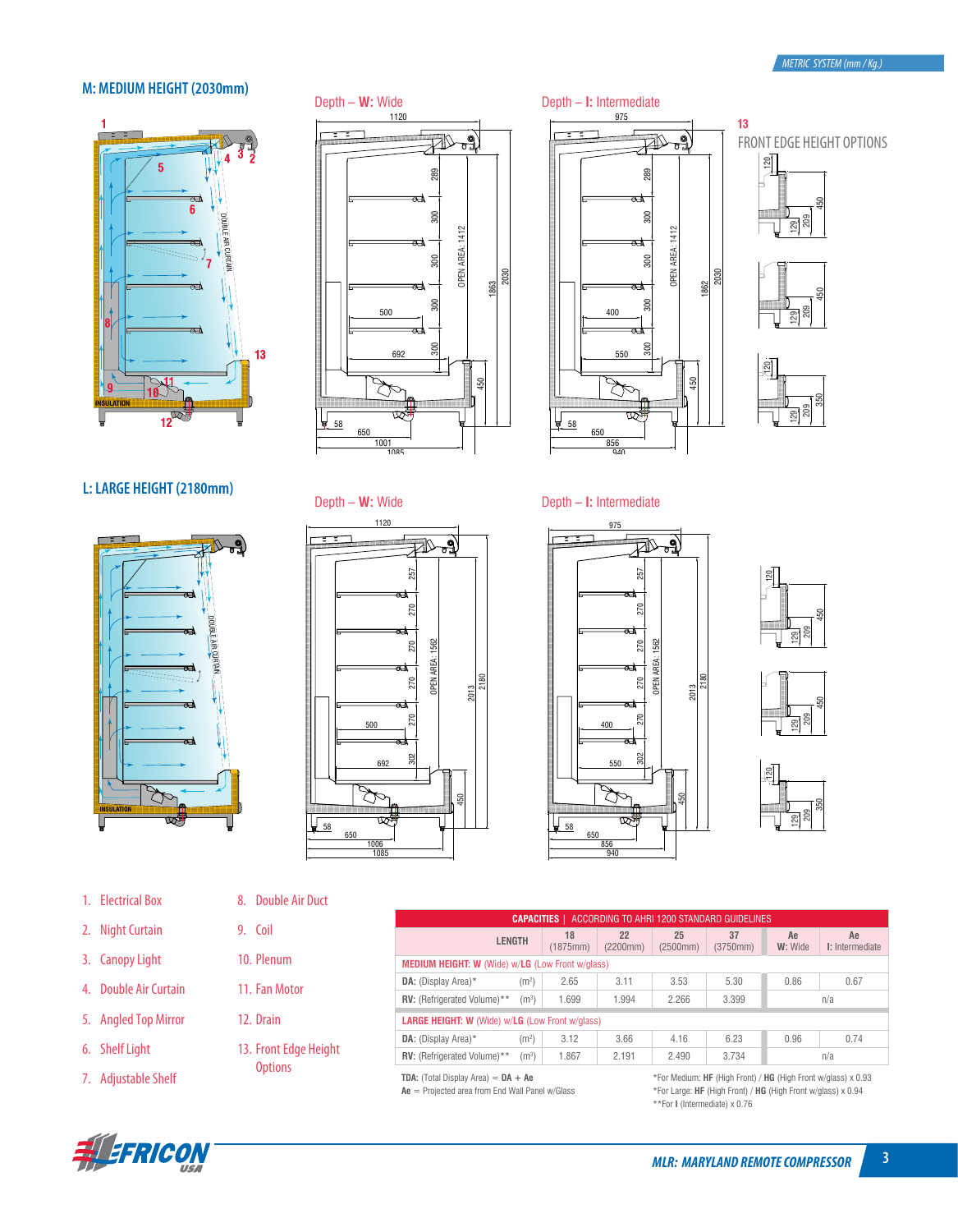METRIC SYSTEM (mm / Kg.)

## M: MEDIUM HEIGHT (2030mm)

Depth – **W:** Wide

Depth – **I:** Intermediate

13 FRONT EDGE HEIGHT OPTIONS

## L: LARGE HEIGHT (2180mm)

Depth – **W:** Wide

Depth – **I:** Intermediate

1. Electrical Box
2. Night Curtain
3. Canopy Light
4. Double Air Curtain
5. Angled Top Mirror
6. Shelf Light
7. Adjustable Shelf
8. Double Air Duct
9. Coil
10. Plenum
11. Fan Motor
12. Drain
13. Front Edge Height Options

| CAPACITIES \| ACCORDING TO AHRI 1200 STANDARD GUIDELINES | | | | | | | |
|---|---|---|---|---|---|---|---|
| LENGTH | | 18 (1875mm) | 22 (2200mm) | 25 (2500mm) | 37 (3750mm) | Ae W: Wide | Ae I: Intermediate |
| **MEDIUM HEIGHT: W** (Wide) w/**LG** (Low Front w/glass) | | | | | | | |
| **DA:** (Display Area)* | (m²) | 2.65 | 3.11 | 3.53 | 5.30 | 0.86 | 0.67 |
| **RV:** (Refrigerated Volume)** | (m³) | 1.699 | 1.994 | 2.266 | 3.399 | n/a | |
| **LARGE HEIGHT: W** (Wide) w/**LG** (Low Front w/glass) | | | | | | | |
| **DA:** (Display Area)* | (m²) | 3.12 | 3.66 | 4.16 | 6.23 | 0.96 | 0.74 |
| **RV:** (Refrigerated Volume)** | (m³) | 1.867 | 2.191 | 2.490 | 3.734 | n/a | |

**TDA:** (Total Display Area) = **DA** + **Ae**
**Ae** = Projected area from End Wall Panel w/Glass

*For Medium: **HF** (High Front) / **HG** (High Front w/glass) x 0.93
*For Large: **HF** (High Front) / **HG** (High Front w/glass) x 0.94
**For **I** (Intermediate) x 0.76

MLR: MARYLAND REMOTE COMPRESSOR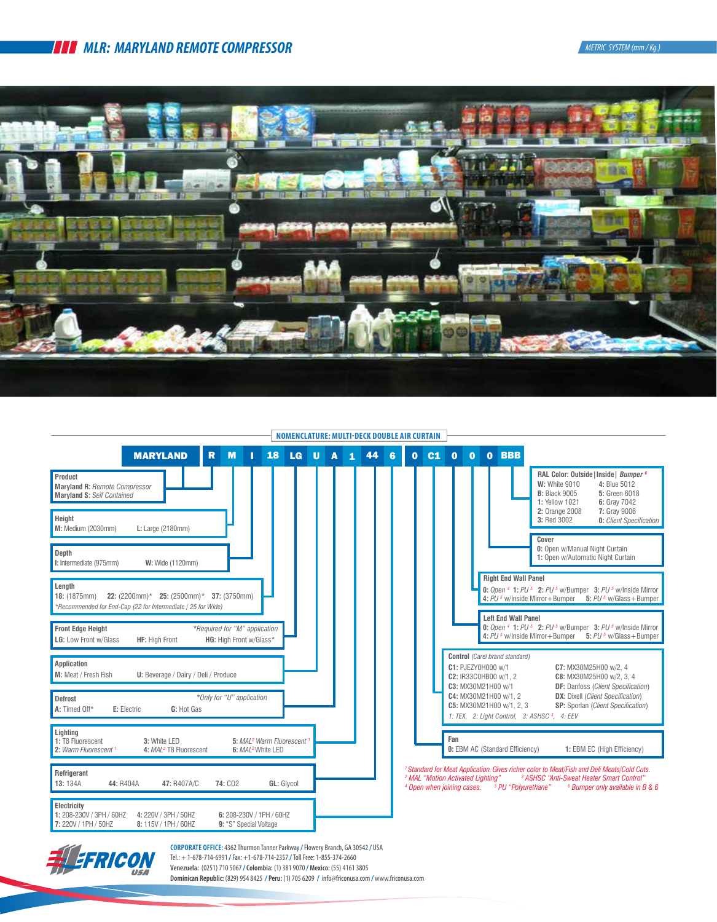# MLR: MARYLAND REMOTE COMPRESSOR

METRIC SYSTEM (mm / Kg.)

## NOMENCLATURE: MULTI-DECK DOUBLE AIR CURTAIN

| MARYLAND | R | M | I | 18 | LG | U | A | 1 | 44 | 6 | 0 | C1 | 0 | 0 | 0 | BBB |
|---|---|---|---|---|---|---|---|---|---|---|---|---|---|---|---|---|

**Product**
Maryland R: *Remote Compressor*
Maryland S: *Self Contained*

**Height**
M: Medium (2030mm) L: Large (2180mm)

**Depth**
I: Intermediate (975mm) W: Wide (1120mm)

**Length**
18: (1875mm) 22: (2200mm)* 25: (2500mm)* 37: (3750mm)
*\*Recommended for End-Cap (22 for Intermediate / 25 for Wide)*

**Front Edge Height** *\*Required for "M" application*
LG: Low Front w/Glass HF: High Front HG: High Front w/Glass*

**Application**
M: Meat / Fresh Fish U: Beverage / Dairy / Deli / Produce

**Defrost** *\*Only for "U" application*
A: Timed Off* E: Electric G: Hot Gas

**Lighting**
1: T8 Fluorescent 3: White LED 5: *MAL[2] Warm Fluorescent [1]*
2: *Warm Fluorescent [1]* 4: *MAL[2]* T8 Fluorescent 6: *MAL[2]* White LED

**Refrigerant**
13: 134A 44: R404A 47: R407A/C 74: CO2 GL: Glycol

**Electricity**
1: 208-230V / 3PH / 60HZ 4: 220V / 3PH / 50HZ 6: 208-230V / 1PH / 60HZ
7: 220V / 1PH / 50HZ 8: 115V / 1PH / 60HZ 9: "S" Special Voltage

**RAL Color: Outside | Inside | *Bumper [6]***
W: White 9010 4: Blue 5012
B: Black 9005 5: Green 6018
1: Yellow 1021 6: Gray 7042
2: Orange 2008 7: Gray 9006
3: Red 3002 0: *Client Specification*

**Cover**
0: Open w/Manual Night Curtain
1: Open w/Automatic Night Curtain

**Right End Wall Panel**
0: *Open [4]* 1: *PU [5]* 2: *PU [5]* w/Bumper 3: *PU [5]* w/Inside Mirror
4: *PU [5]* w/Inside Mirror+Bumper 5: *PU [5]* w/Glass+Bumper

**Left End Wall Panel**
0: *Open [4]* 1: *PU [5]* 2: *PU [5]* w/Bumper 3: *PU [5]* w/Inside Mirror
4: *PU [5]* w/Inside Mirror+Bumper 5: *PU [5]* w/Glass+Bumper

**Control** *(Carel brand standard)*
C1: PJEZY0H000 w/1 C7: MX30M25H00 w/2, 4
C2: IR33C0HB00 w/1, 2 C8: MX30M25H00 w/2, 3, 4
C3: MX30M21H00 w/1 DF: Danfoss *(Client Specification)*
C4: MX30M21H00 w/1, 2 DX: Dixell *(Client Specification)*
C5: MX30M21H00 w/1, 2, 3 SP: Sporlan *(Client Specification)*
*1: TEX, 2: Light Control, 3: ASHSC [3], 4: EEV*

**Fan**
0: EBM AC (Standard Efficiency) 1: EBM EC (High Efficiency)

*[1] Standard for Meat Application. Gives richer color to Meat/Fish and Deli Meats/Cold Cuts.*
*[2] MAL "Motion Activated Lighting"* *[3] ASHSC "Anti-Sweat Heater Smart Control"*
*[4] Open when joining cases.* *[5] PU "Polyurethane"* *[6] Bumper only available in B & 6*

FRICON USA

**CORPORATE OFFICE:** 4362 Thurmon Tanner Parkway / Flowery Branch, GA 30542 / USA
Tel.: + 1-678-714-6991 / Fax: +1-678-714-2357 / Toll Free: 1-855-374-2660
**Venezuela:** (0251) 710 5067 / **Colombia:** (1) 381 9070 / **Mexico:** (55) 4161 3805
**Dominican Republic:** (829) 954 8425 / **Peru:** (1) 705 6209 / info@friconusa.com / www.friconusa.com